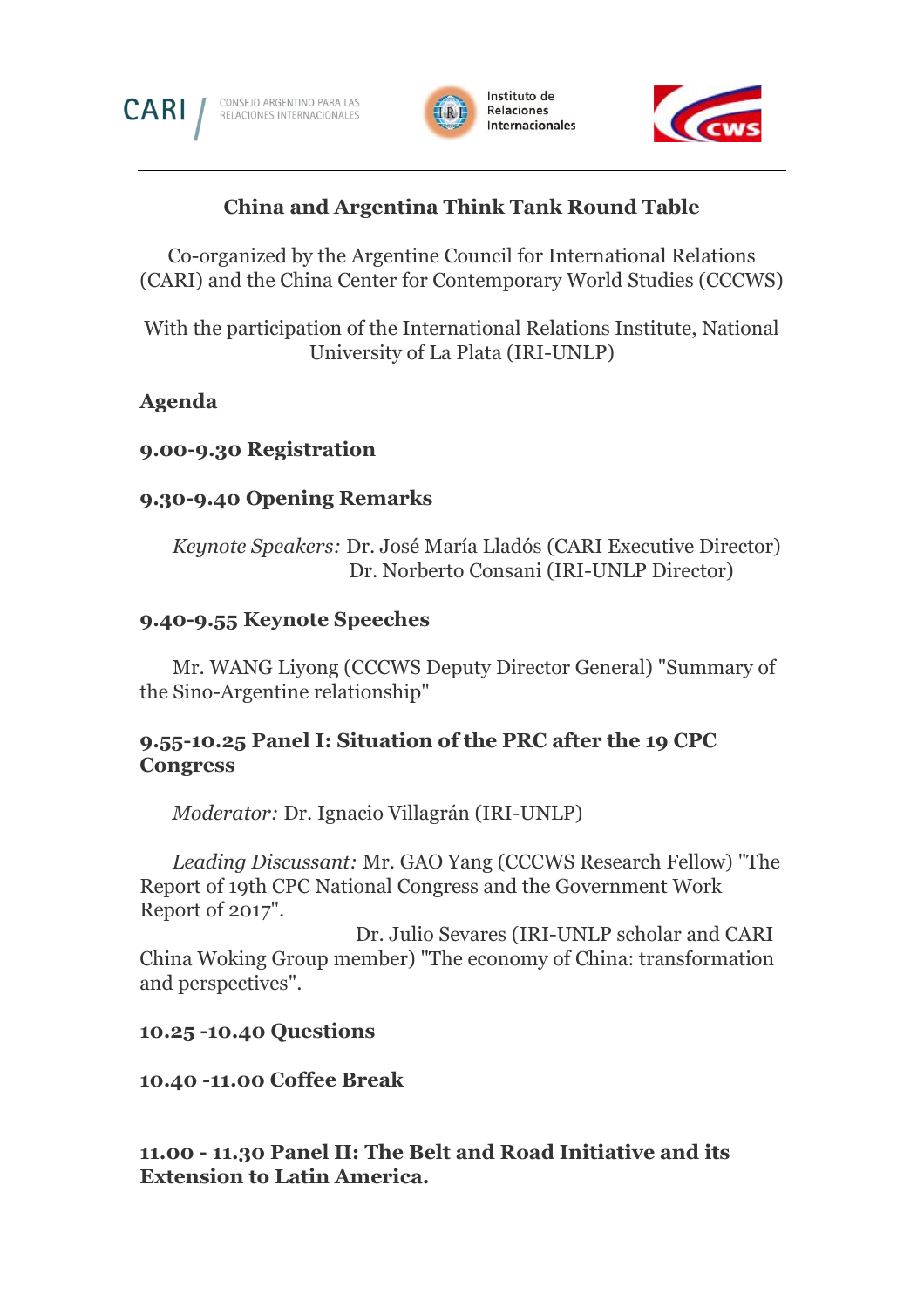CARI / CONSEJO ARGENTINO PARA LAS RELACIONES INTERNACIONALES

Instituto de Relaciones Internacionales

CWS

# China and Argentina Think Tank Round Table

Co-organized by the Argentine Council for International Relations (CARI) and the China Center for Contemporary World Studies (CCCWS)

With the participation of the International Relations Institute, National University of La Plata (IRI-UNLP)

## Agenda

### 9.00-9.30 Registration

### 9.30-9.40 Opening Remarks

*Keynote Speakers:* Dr. José María Lladós (CARI Executive Director)
Dr. Norberto Consani (IRI-UNLP Director)

### 9.40-9.55 Keynote Speeches

Mr. WANG Liyong (CCCWS Deputy Director General) "Summary of the Sino-Argentine relationship"

### 9.55-10.25 Panel I: Situation of the PRC after the 19 CPC Congress

*Moderator:* Dr. Ignacio Villagrán (IRI-UNLP)

*Leading Discussant:* Mr. GAO Yang (CCCWS Research Fellow) "The Report of 19th CPC National Congress and the Government Work Report of 2017".
Dr. Julio Sevares (IRI-UNLP scholar and CARI China Woking Group member) "The economy of China: transformation and perspectives".

### 10.25 -10.40 Questions

### 10.40 -11.00 Coffee Break

### 11.00 - 11.30 Panel II: The Belt and Road Initiative and its Extension to Latin America.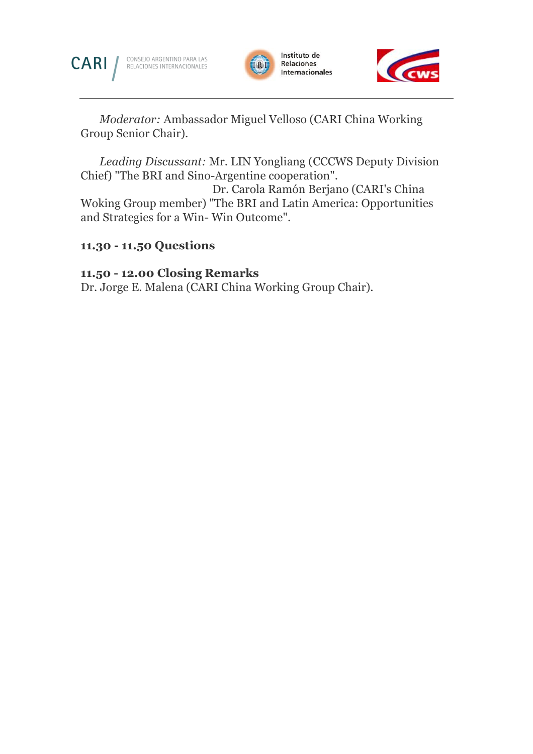*Moderator:* Ambassador Miguel Velloso (CARI China Working Group Senior Chair).

*Leading Discussant:* Mr. LIN Yongliang (CCCWS Deputy Division Chief) "The BRI and Sino-Argentine cooperation".
Dr. Carola Ramón Berjano (CARI's China Woking Group member) "The BRI and Latin America: Opportunities and Strategies for a Win- Win Outcome".

**11.30 - 11.50 Questions**

**11.50 - 12.00 Closing Remarks**
Dr. Jorge E. Malena (CARI China Working Group Chair).